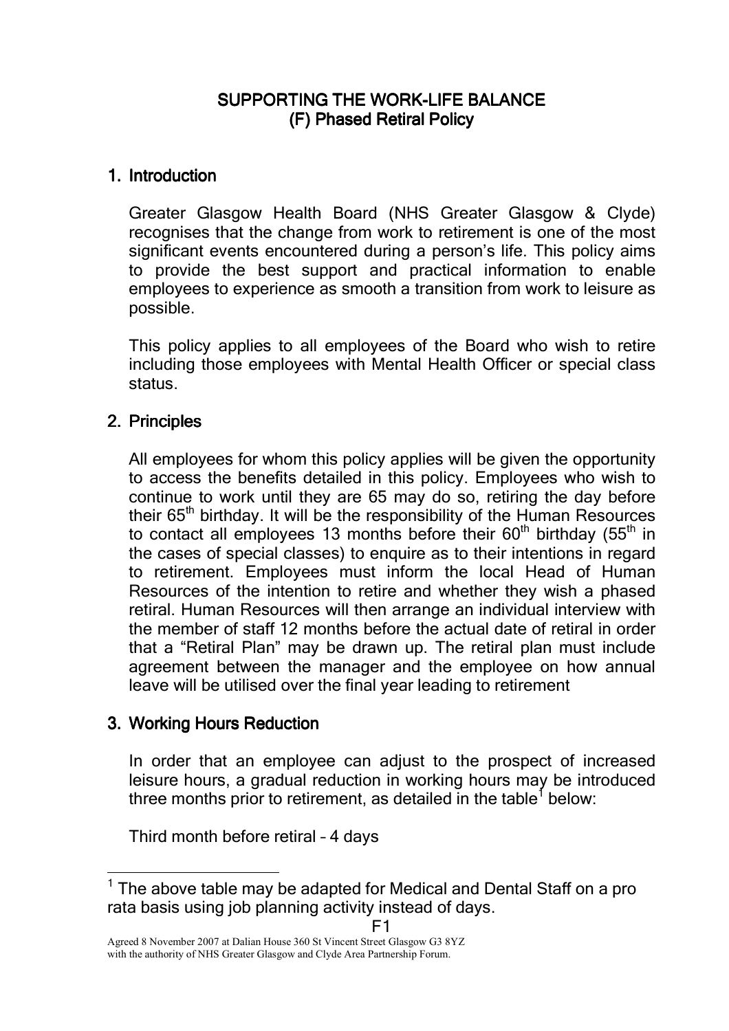# SUPPORTING THE WORK-LIFE BALANCE
## (F) Phased Retiral Policy

## 1. Introduction

Greater Glasgow Health Board (NHS Greater Glasgow & Clyde) recognises that the change from work to retirement is one of the most significant events encountered during a person's life. This policy aims to provide the best support and practical information to enable employees to experience as smooth a transition from work to leisure as possible.

This policy applies to all employees of the Board who wish to retire including those employees with Mental Health Officer or special class status.

## 2. Principles

All employees for whom this policy applies will be given the opportunity to access the benefits detailed in this policy. Employees who wish to continue to work until they are 65 may do so, retiring the day before their 65th birthday. It will be the responsibility of the Human Resources to contact all employees 13 months before their 60th birthday (55th in the cases of special classes) to enquire as to their intentions in regard to retirement. Employees must inform the local Head of Human Resources of the intention to retire and whether they wish a phased retiral. Human Resources will then arrange an individual interview with the member of staff 12 months before the actual date of retiral in order that a "Retiral Plan" may be drawn up. The retiral plan must include agreement between the manager and the employee on how annual leave will be utilised over the final year leading to retirement

## 3. Working Hours Reduction

In order that an employee can adjust to the prospect of increased leisure hours, a gradual reduction in working hours may be introduced three months prior to retirement, as detailed in the table[1] below:

Third month before retiral – 4 days

[1] The above table may be adapted for Medical and Dental Staff on a pro rata basis using job planning activity instead of days.

Agreed 8 November 2007 at Dalian House 360 St Vincent Street Glasgow G3 8YZ with the authority of NHS Greater Glasgow and Clyde Area Partnership Forum.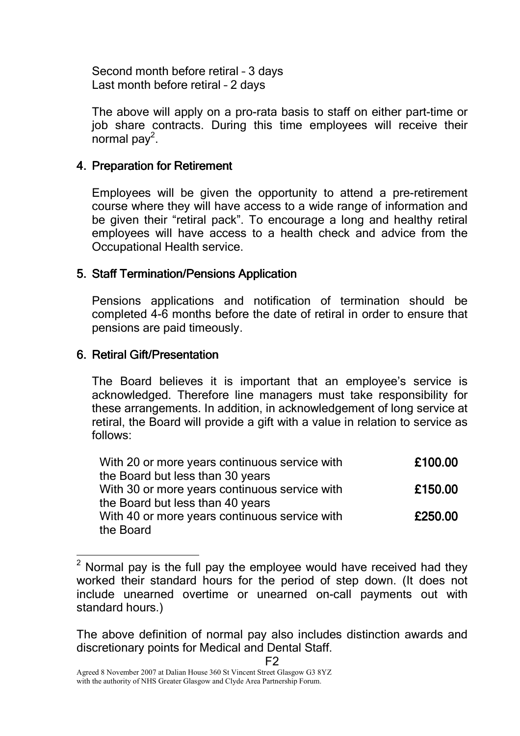Second month before retiral – 3 days
Last month before retiral – 2 days

The above will apply on a pro-rata basis to staff on either part-time or job share contracts. During this time employees will receive their normal pay[2].

## 4. Preparation for Retirement

Employees will be given the opportunity to attend a pre-retirement course where they will have access to a wide range of information and be given their "retiral pack". To encourage a long and healthy retiral employees will have access to a health check and advice from the Occupational Health service.

## 5. Staff Termination/Pensions Application

Pensions applications and notification of termination should be completed 4-6 months before the date of retiral in order to ensure that pensions are paid timeously.

## 6. Retiral Gift/Presentation

The Board believes it is important that an employee's service is acknowledged. Therefore line managers must take responsibility for these arrangements. In addition, in acknowledgement of long service at retiral, the Board will provide a gift with a value in relation to service as follows:

| | |
|---|---|
| With 20 or more years continuous service with the Board but less than 30 years | **£100.00** |
| With 30 or more years continuous service with the Board but less than 40 years | **£150.00** |
| With 40 or more years continuous service with the Board | **£250.00** |

---

[2] Normal pay is the full pay the employee would have received had they worked their standard hours for the period of step down. (It does not include unearned overtime or unearned on-call payments out with standard hours.)

The above definition of normal pay also includes distinction awards and discretionary points for Medical and Dental Staff.

Agreed 8 November 2007 at Dalian House 360 St Vincent Street Glasgow G3 8YZ with the authority of NHS Greater Glasgow and Clyde Area Partnership Forum.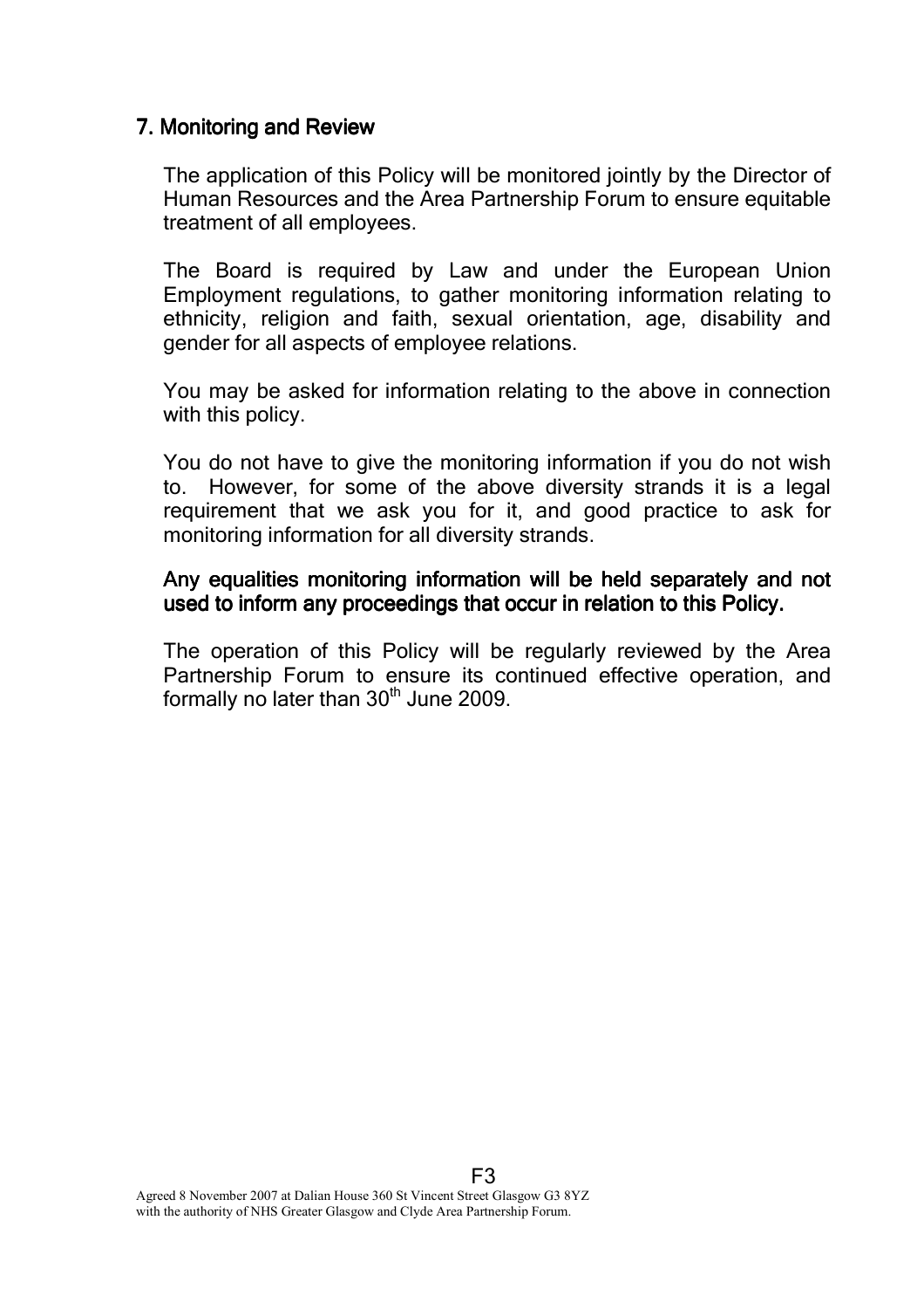## 7. Monitoring and Review

The application of this Policy will be monitored jointly by the Director of Human Resources and the Area Partnership Forum to ensure equitable treatment of all employees.

The Board is required by Law and under the European Union Employment regulations, to gather monitoring information relating to ethnicity, religion and faith, sexual orientation, age, disability and gender for all aspects of employee relations.

You may be asked for information relating to the above in connection with this policy.

You do not have to give the monitoring information if you do not wish to. However, for some of the above diversity strands it is a legal requirement that we ask you for it, and good practice to ask for monitoring information for all diversity strands.

**Any equalities monitoring information will be held separately and not used to inform any proceedings that occur in relation to this Policy.**

The operation of this Policy will be regularly reviewed by the Area Partnership Forum to ensure its continued effective operation, and formally no later than 30th June 2009.

Agreed 8 November 2007 at Dalian House 360 St Vincent Street Glasgow G3 8YZ with the authority of NHS Greater Glasgow and Clyde Area Partnership Forum.